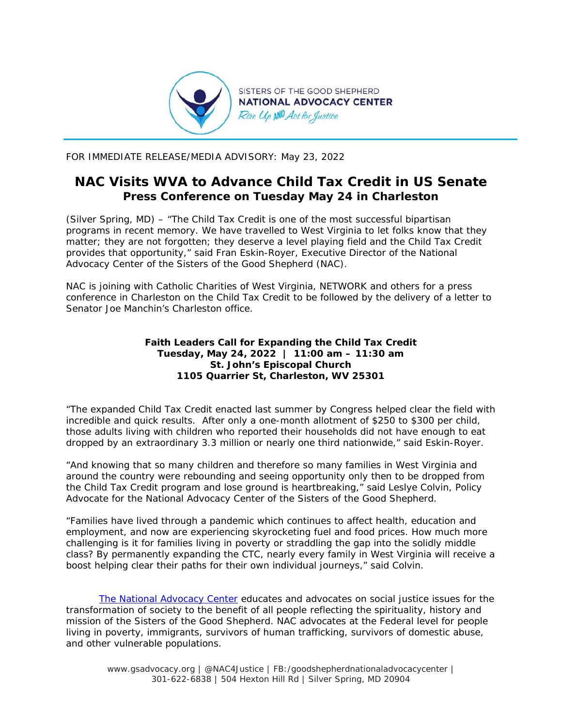SISTERS OF THE GOOD SHEPHERD
**NATIONAL ADVOCACY CENTER**
*Rise Up AND Act for Justice*

FOR IMMEDIATE RELEASE/MEDIA ADVISORY: May 23, 2022

# NAC Visits WVA to Advance Child Tax Credit in US Senate

## Press Conference on Tuesday May 24 in Charleston

(Silver Spring, MD) – "The Child Tax Credit is one of the most successful bipartisan programs in recent memory. We have travelled to West Virginia to let folks know that they matter; they are not forgotten; they deserve a level playing field and the Child Tax Credit provides that opportunity," said Fran Eskin-Royer, Executive Director of the National Advocacy Center of the Sisters of the Good Shepherd (NAC).

NAC is joining with Catholic Charities of West Virginia, NETWORK and others for a press conference in Charleston on the Child Tax Credit to be followed by the delivery of a letter to Senator Joe Manchin's Charleston office.

**Faith Leaders Call for Expanding the Child Tax Credit**
**Tuesday, May 24, 2022 | 11:00 am – 11:30 am**
**St. John's Episcopal Church**
**1105 Quarrier St, Charleston, WV 25301**

"The expanded Child Tax Credit enacted last summer by Congress helped clear the field with incredible and quick results. After only a one-month allotment of $250 to $300 per child, those adults living with children who reported their households did not have enough to eat dropped by an extraordinary 3.3 million or nearly one third nationwide," said Eskin-Royer.

"And knowing that so many children and therefore so many families in West Virginia and around the country were rebounding and seeing opportunity only then to be dropped from the Child Tax Credit program and lose ground is heartbreaking," said Leslye Colvin, Policy Advocate for the National Advocacy Center of the Sisters of the Good Shepherd.

"Families have lived through a pandemic which continues to affect health, education and employment, and now are experiencing skyrocketing fuel and food prices. How much more challenging is it for families living in poverty or straddling the gap into the solidly middle class? By permanently expanding the CTC, nearly every family in West Virginia will receive a boost helping clear their paths for their own individual journeys," said Colvin.

The National Advocacy Center educates and advocates on social justice issues for the transformation of society to the benefit of all people reflecting the spirituality, history and mission of the Sisters of the Good Shepherd. NAC advocates at the Federal level for people living in poverty, immigrants, survivors of human trafficking, survivors of domestic abuse, and other vulnerable populations.

www.gsadvocacy.org | @NAC4Justice | FB:/goodshepherdnationaladvocacycenter | 301-622-6838 | 504 Hexton Hill Rd | Silver Spring, MD 20904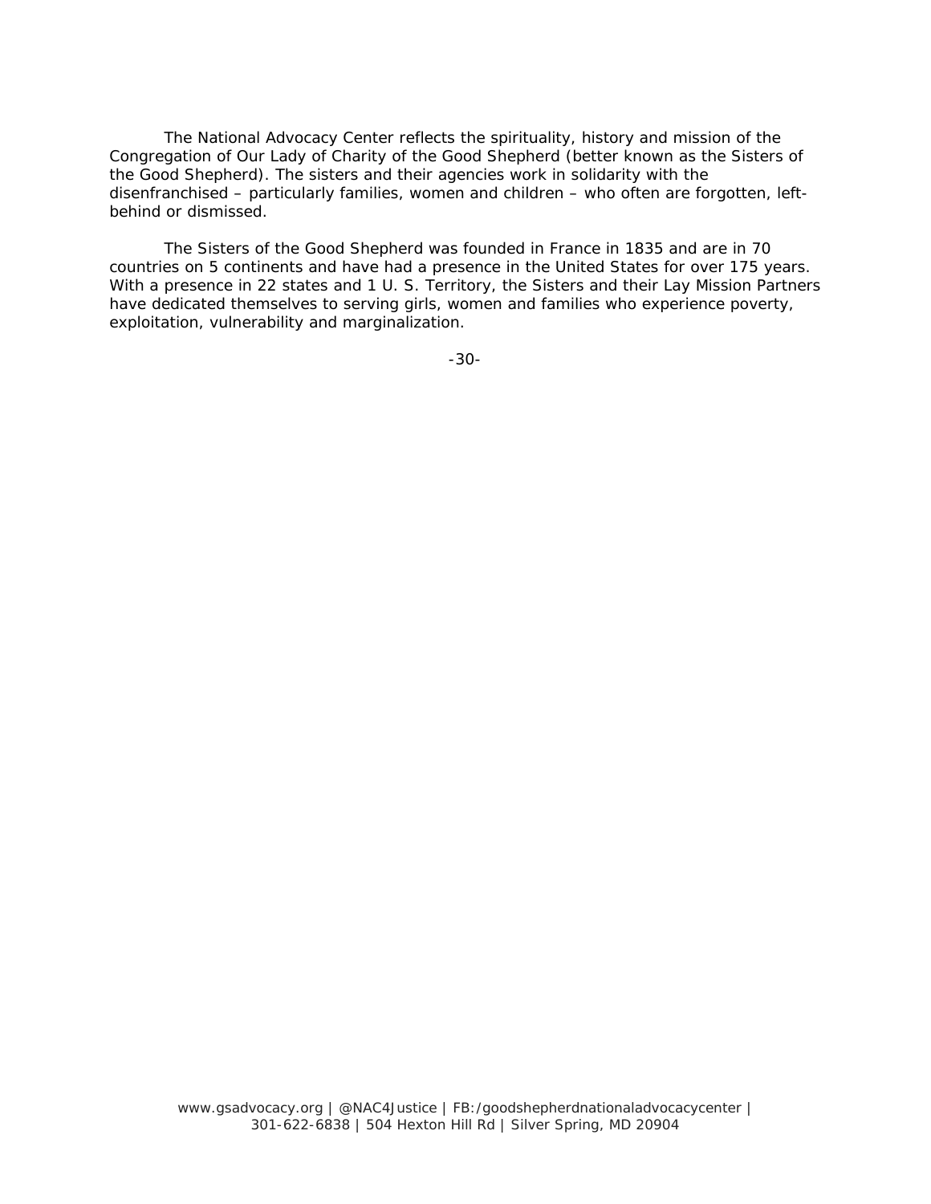The National Advocacy Center reflects the spirituality, history and mission of the Congregation of Our Lady of Charity of the Good Shepherd (better known as the Sisters of the Good Shepherd). The sisters and their agencies work in solidarity with the disenfranchised – particularly families, women and children – who often are forgotten, left-behind or dismissed.

The Sisters of the Good Shepherd was founded in France in 1835 and are in 70 countries on 5 continents and have had a presence in the United States for over 175 years. With a presence in 22 states and 1 U. S. Territory, the Sisters and their Lay Mission Partners have dedicated themselves to serving girls, women and families who experience poverty, exploitation, vulnerability and marginalization.

-30-

www.gsadvocacy.org | @NAC4Justice | FB:/goodshepherdnationaladvocacycenter | 301-622-6838 | 504 Hexton Hill Rd | Silver Spring, MD 20904